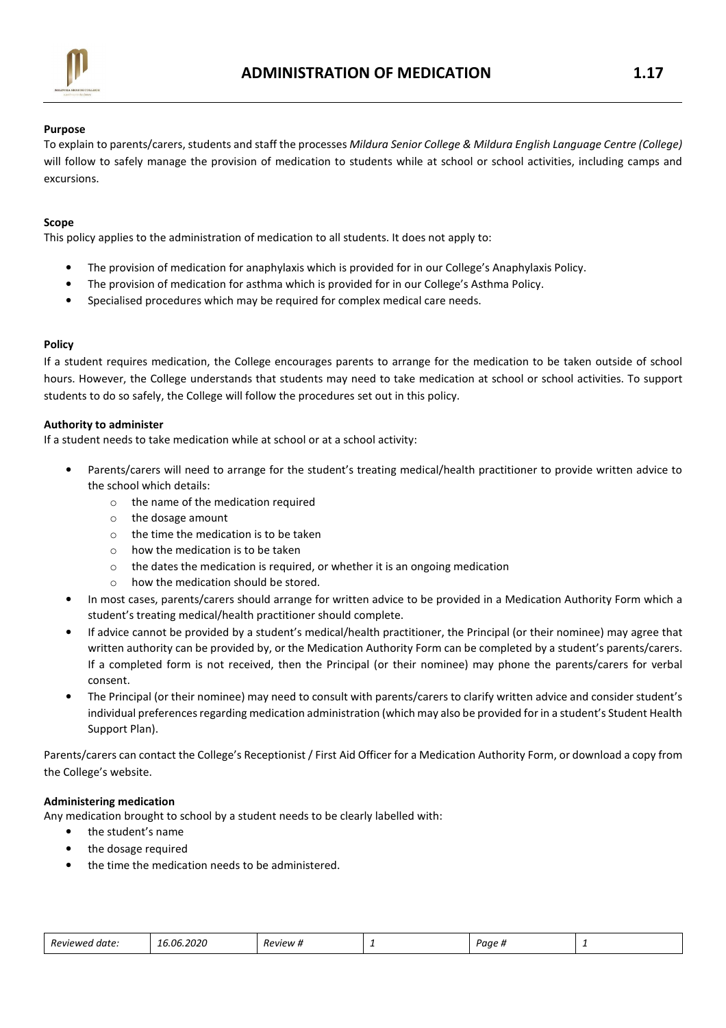# ADMINISTRATION OF MEDICATION 1.17

**Purpose**

To explain to parents/carers, students and staff the processes *Mildura Senior College & Mildura English Language Centre (College)* will follow to safely manage the provision of medication to students while at school or school activities, including camps and excursions.

**Scope**

This policy applies to the administration of medication to all students. It does not apply to:

- The provision of medication for anaphylaxis which is provided for in our College's Anaphylaxis Policy.
- The provision of medication for asthma which is provided for in our College's Asthma Policy.
- Specialised procedures which may be required for complex medical care needs.

**Policy**

If a student requires medication, the College encourages parents to arrange for the medication to be taken outside of school hours. However, the College understands that students may need to take medication at school or school activities. To support students to do so safely, the College will follow the procedures set out in this policy.

**Authority to administer**

If a student needs to take medication while at school or at a school activity:

- Parents/carers will need to arrange for the student's treating medical/health practitioner to provide written advice to the school which details:
  - the name of the medication required
  - the dosage amount
  - the time the medication is to be taken
  - how the medication is to be taken
  - the dates the medication is required, or whether it is an ongoing medication
  - how the medication should be stored.
- In most cases, parents/carers should arrange for written advice to be provided in a Medication Authority Form which a student's treating medical/health practitioner should complete.
- If advice cannot be provided by a student's medical/health practitioner, the Principal (or their nominee) may agree that written authority can be provided by, or the Medication Authority Form can be completed by a student's parents/carers. If a completed form is not received, then the Principal (or their nominee) may phone the parents/carers for verbal consent.
- The Principal (or their nominee) may need to consult with parents/carers to clarify written advice and consider student's individual preferences regarding medication administration (which may also be provided for in a student's Student Health Support Plan).

Parents/carers can contact the College's Receptionist / First Aid Officer for a Medication Authority Form, or download a copy from the College's website.

**Administering medication**

Any medication brought to school by a student needs to be clearly labelled with:

- the student's name
- the dosage required
- the time the medication needs to be administered.

| *Reviewed date:* | *16.06.2020* | *Review #* | *1* |
|---|---|---|---|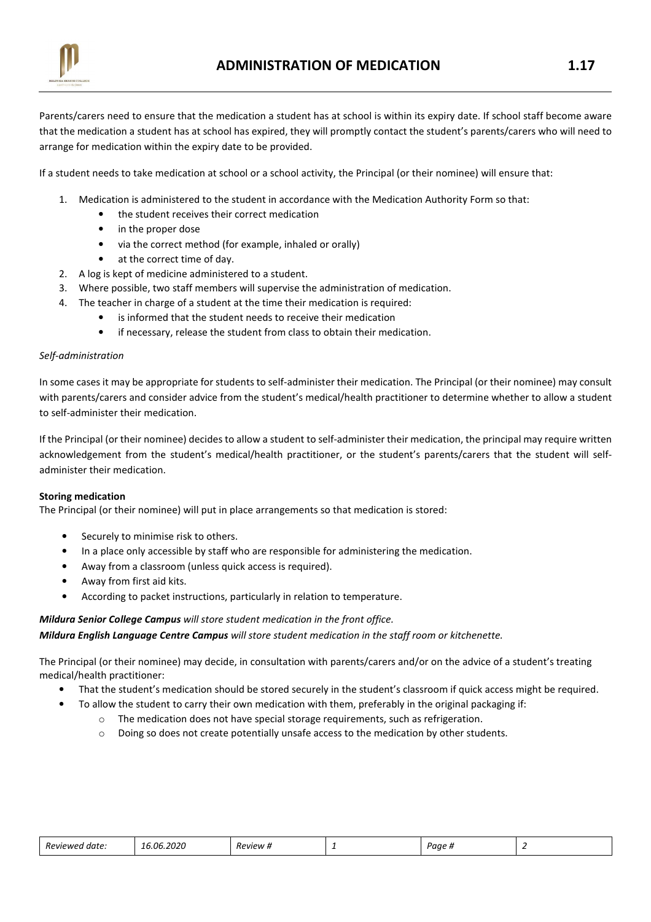Parents/carers need to ensure that the medication a student has at school is within its expiry date. If school staff become aware that the medication a student has at school has expired, they will promptly contact the student's parents/carers who will need to arrange for medication within the expiry date to be provided.

If a student needs to take medication at school or a school activity, the Principal (or their nominee) will ensure that:

1. Medication is administered to the student in accordance with the Medication Authority Form so that:
   - the student receives their correct medication
   - in the proper dose
   - via the correct method (for example, inhaled or orally)
   - at the correct time of day.
2. A log is kept of medicine administered to a student.
3. Where possible, two staff members will supervise the administration of medication.
4. The teacher in charge of a student at the time their medication is required:
   - is informed that the student needs to receive their medication
   - if necessary, release the student from class to obtain their medication.

*Self-administration*

In some cases it may be appropriate for students to self-administer their medication. The Principal (or their nominee) may consult with parents/carers and consider advice from the student's medical/health practitioner to determine whether to allow a student to self-administer their medication.

If the Principal (or their nominee) decides to allow a student to self-administer their medication, the principal may require written acknowledgement from the student's medical/health practitioner, or the student's parents/carers that the student will self-administer their medication.

**Storing medication**

The Principal (or their nominee) will put in place arrangements so that medication is stored:

- Securely to minimise risk to others.
- In a place only accessible by staff who are responsible for administering the medication.
- Away from a classroom (unless quick access is required).
- Away from first aid kits.
- According to packet instructions, particularly in relation to temperature.

***Mildura Senior College Campus*** *will store student medication in the front office.*
***Mildura English Language Centre Campus*** *will store student medication in the staff room or kitchenette.*

The Principal (or their nominee) may decide, in consultation with parents/carers and/or on the advice of a student's treating medical/health practitioner:

- That the student's medication should be stored securely in the student's classroom if quick access might be required.
- To allow the student to carry their own medication with them, preferably in the original packaging if:
  - The medication does not have special storage requirements, such as refrigeration.
  - Doing so does not create potentially unsafe access to the medication by other students.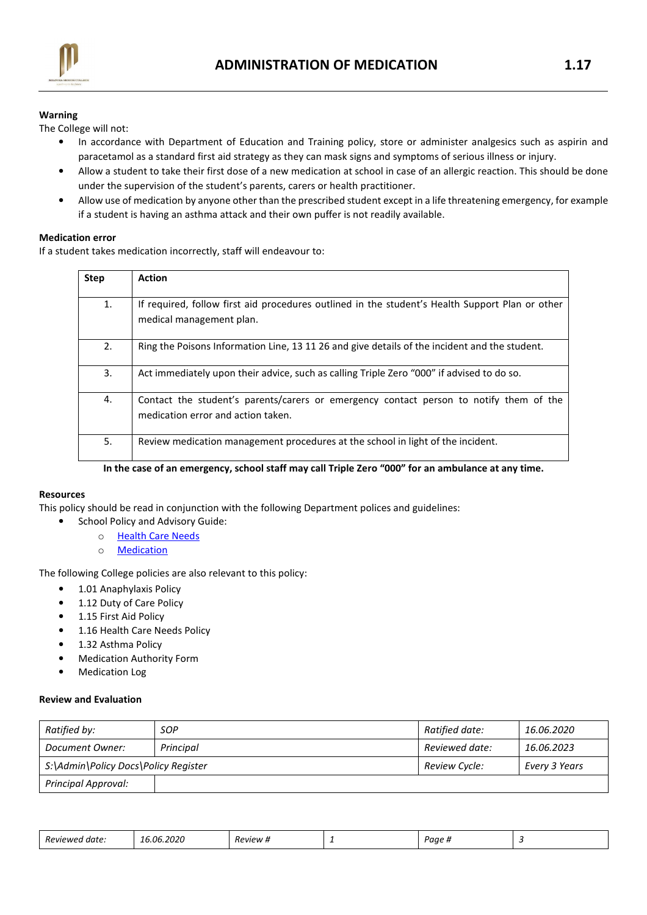**Warning**

The College will not:

- In accordance with Department of Education and Training policy, store or administer analgesics such as aspirin and paracetamol as a standard first aid strategy as they can mask signs and symptoms of serious illness or injury.
- Allow a student to take their first dose of a new medication at school in case of an allergic reaction. This should be done under the supervision of the student's parents, carers or health practitioner.
- Allow use of medication by anyone other than the prescribed student except in a life threatening emergency, for example if a student is having an asthma attack and their own puffer is not readily available.

**Medication error**

If a student takes medication incorrectly, staff will endeavour to:

| Step | Action |
|---|---|
| 1. | If required, follow first aid procedures outlined in the student's Health Support Plan or other medical management plan. |
| 2. | Ring the Poisons Information Line, 13 11 26 and give details of the incident and the student. |
| 3. | Act immediately upon their advice, such as calling Triple Zero "000" if advised to do so. |
| 4. | Contact the student's parents/carers or emergency contact person to notify them of the medication error and action taken. |
| 5. | Review medication management procedures at the school in light of the incident. |

**In the case of an emergency, school staff may call Triple Zero "000" for an ambulance at any time.**

**Resources**

This policy should be read in conjunction with the following Department polices and guidelines:

- School Policy and Advisory Guide:
  - Health Care Needs
  - Medication

The following College policies are also relevant to this policy:

- 1.01 Anaphylaxis Policy
- 1.12 Duty of Care Policy
- 1.15 First Aid Policy
- 1.16 Health Care Needs Policy
- 1.32 Asthma Policy
- Medication Authority Form
- Medication Log

**Review and Evaluation**

| | | | |
|---|---|---|---|
| *Ratified by:* | *SOP* | *Ratified date:* | *16.06.2020* |
| *Document Owner:* | *Principal* | *Reviewed date:* | *16.06.2023* |
| *S:\Admin\Policy Docs\Policy Register* | | *Review Cycle:* | *Every 3 Years* |
| *Principal Approval:* | | | |